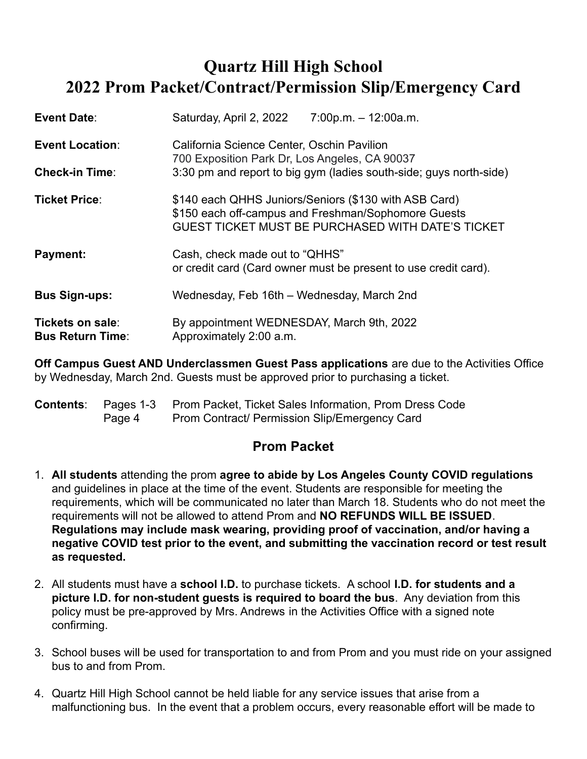# Quartz Hill High School
# 2022 Prom Packet/Contract/Permission Slip/Emergency Card

| | |
|---|---|
| **Event Date**: | Saturday, April 2, 2022 7:00p.m. – 12:00a.m. |
| **Event Location**: | California Science Center, Oschin Pavilion<br>700 Exposition Park Dr, Los Angeles, CA 90037 |
| **Check-in Time**: | 3:30 pm and report to big gym (ladies south-side; guys north-side) |
| **Ticket Price**: | $140 each QHHS Juniors/Seniors ($130 with ASB Card)<br>$150 each off-campus and Freshman/Sophomore Guests<br>GUEST TICKET MUST BE PURCHASED WITH DATE'S TICKET |
| **Payment:** | Cash, check made out to "QHHS"<br>or credit card (Card owner must be present to use credit card). |
| **Bus Sign-ups:** | Wednesday, Feb 16th – Wednesday, March 2nd |
| **Tickets on sale**: | By appointment WEDNESDAY, March 9th, 2022 |
| **Bus Return Time**: | Approximately 2:00 a.m. |

**Off Campus Guest AND Underclassmen Guest Pass applications** are due to the Activities Office by Wednesday, March 2nd. Guests must be approved prior to purchasing a ticket.

| | | |
|---|---|---|
| **Contents**: | Pages 1-3 | Prom Packet, Ticket Sales Information, Prom Dress Code |
| | Page 4 | Prom Contract/ Permission Slip/Emergency Card |

## Prom Packet

1. **All students** attending the prom **agree to abide by Los Angeles County COVID regulations** and guidelines in place at the time of the event. Students are responsible for meeting the requirements, which will be communicated no later than March 18. Students who do not meet the requirements will not be allowed to attend Prom and **NO REFUNDS WILL BE ISSUED**. **Regulations may include mask wearing, providing proof of vaccination, and/or having a negative COVID test prior to the event, and submitting the vaccination record or test result as requested.**

2. All students must have a **school I.D.** to purchase tickets. A school **I.D. for students and a picture I.D. for non-student guests is required to board the bus**. Any deviation from this policy must be pre-approved by Mrs. Andrews in the Activities Office with a signed note confirming.

3. School buses will be used for transportation to and from Prom and you must ride on your assigned bus to and from Prom.

4. Quartz Hill High School cannot be held liable for any service issues that arise from a malfunctioning bus. In the event that a problem occurs, every reasonable effort will be made to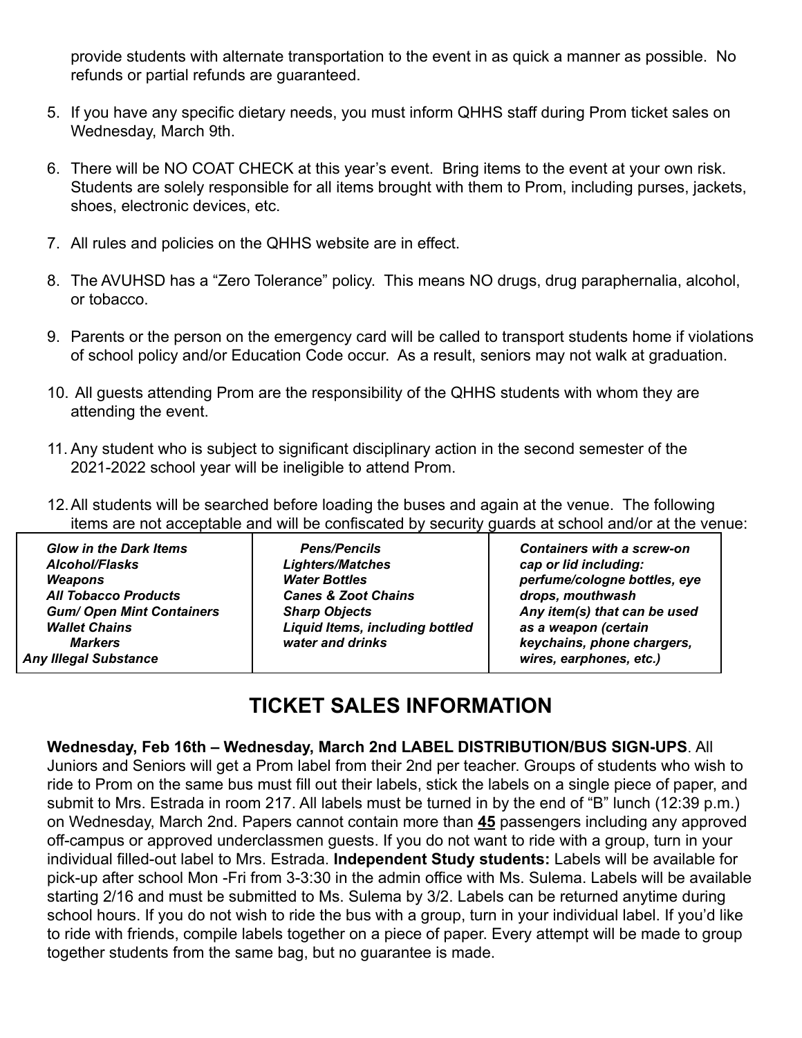provide students with alternate transportation to the event in as quick a manner as possible. No refunds or partial refunds are guaranteed.

5. If you have any specific dietary needs, you must inform QHHS staff during Prom ticket sales on Wednesday, March 9th.

6. There will be NO COAT CHECK at this year's event. Bring items to the event at your own risk. Students are solely responsible for all items brought with them to Prom, including purses, jackets, shoes, electronic devices, etc.

7. All rules and policies on the QHHS website are in effect.

8. The AVUHSD has a "Zero Tolerance" policy. This means NO drugs, drug paraphernalia, alcohol, or tobacco.

9. Parents or the person on the emergency card will be called to transport students home if violations of school policy and/or Education Code occur. As a result, seniors may not walk at graduation.

10. All guests attending Prom are the responsibility of the QHHS students with whom they are attending the event.

11. Any student who is subject to significant disciplinary action in the second semester of the 2021-2022 school year will be ineligible to attend Prom.

12. All students will be searched before loading the buses and again at the venue. The following items are not acceptable and will be confiscated by security guards at school and/or at the venue:

| | | |
|---|---|---|
| ***Glow in the Dark Items*** | ***Pens/Pencils*** | ***Containers with a screw-on cap or lid including: perfume/cologne bottles, eye drops, mouthwash*** |
| ***Alcohol/Flasks*** | ***Lighters/Matches*** | ***Any item(s) that can be used as a weapon (certain keychains, phone chargers, wires, earphones, etc.)*** |
| ***Weapons*** | ***Water Bottles*** | |
| ***All Tobacco Products*** | ***Canes & Zoot Chains*** | |
| ***Gum/ Open Mint Containers*** | ***Sharp Objects*** | |
| ***Wallet Chains*** | ***Liquid Items, including bottled water and drinks*** | |
| ***Markers*** | | |
| ***Any Illegal Substance*** | | |

## TICKET SALES INFORMATION

**Wednesday, Feb 16th – Wednesday, March 2nd LABEL DISTRIBUTION/BUS SIGN-UPS**. All Juniors and Seniors will get a Prom label from their 2nd per teacher. Groups of students who wish to ride to Prom on the same bus must fill out their labels, stick the labels on a single piece of paper, and submit to Mrs. Estrada in room 217. All labels must be turned in by the end of "B" lunch (12:39 p.m.) on Wednesday, March 2nd. Papers cannot contain more than **45** passengers including any approved off-campus or approved underclassmen guests. If you do not want to ride with a group, turn in your individual filled-out label to Mrs. Estrada. **Independent Study students:** Labels will be available for pick-up after school Mon -Fri from 3-3:30 in the admin office with Ms. Sulema. Labels will be available starting 2/16 and must be submitted to Ms. Sulema by 3/2. Labels can be returned anytime during school hours. If you do not wish to ride the bus with a group, turn in your individual label. If you'd like to ride with friends, compile labels together on a piece of paper. Every attempt will be made to group together students from the same bag, but no guarantee is made.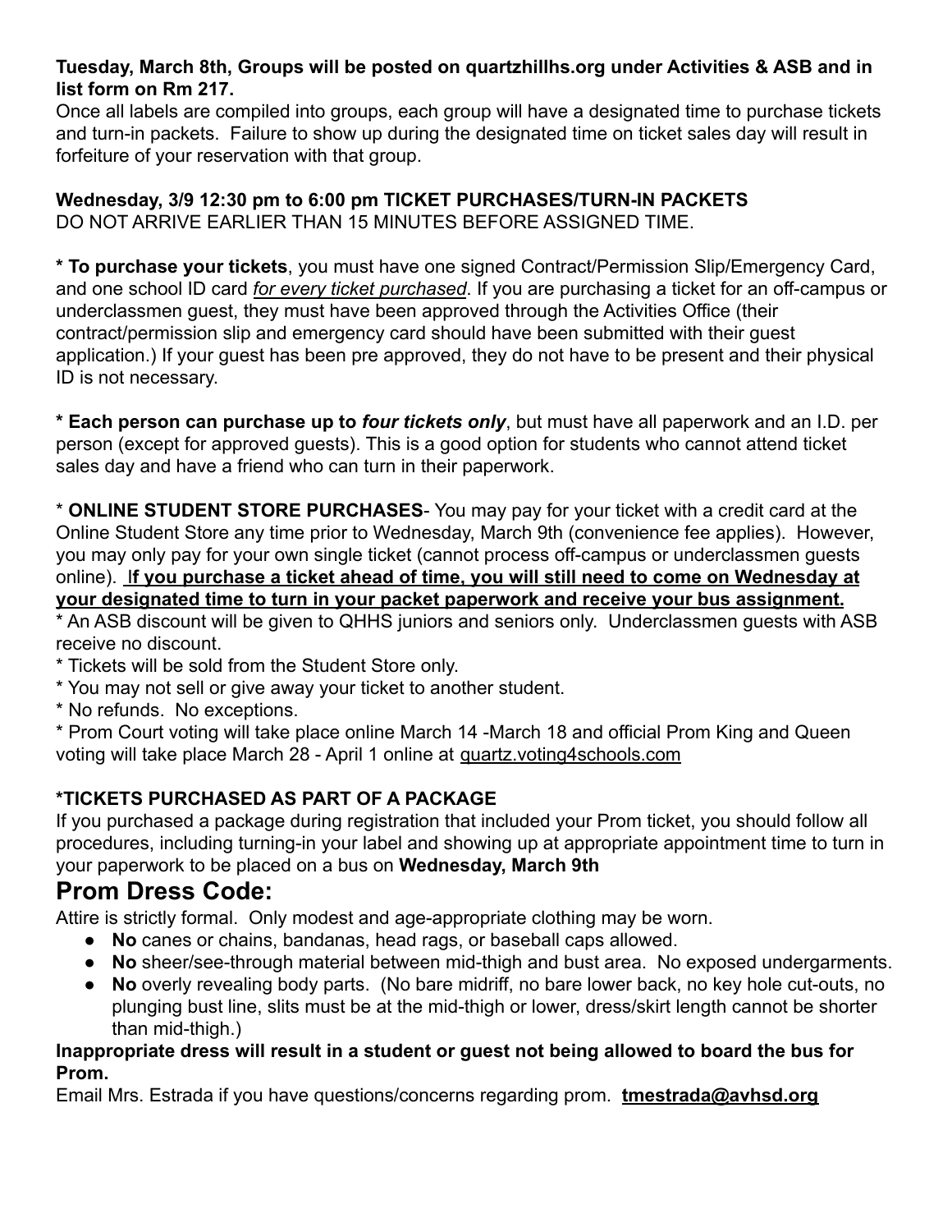**Tuesday, March 8th, Groups will be posted on quartzhillhs.org under Activities & ASB and in list form on Rm 217.**
Once all labels are compiled into groups, each group will have a designated time to purchase tickets and turn-in packets. Failure to show up during the designated time on ticket sales day will result in forfeiture of your reservation with that group.

**Wednesday, 3/9 12:30 pm to 6:00 pm TICKET PURCHASES/TURN-IN PACKETS**
DO NOT ARRIVE EARLIER THAN 15 MINUTES BEFORE ASSIGNED TIME.

* **To purchase your tickets**, you must have one signed Contract/Permission Slip/Emergency Card, and one school ID card *<u>for every ticket purchased</u>*. If you are purchasing a ticket for an off-campus or underclassmen guest, they must have been approved through the Activities Office (their contract/permission slip and emergency card should have been submitted with their guest application.) If your guest has been pre approved, they do not have to be present and their physical ID is not necessary.

* **Each person can purchase up to *four tickets only***, but must have all paperwork and an I.D. per person (except for approved guests). This is a good option for students who cannot attend ticket sales day and have a friend who can turn in their paperwork.

* **ONLINE STUDENT STORE PURCHASES**- You may pay for your ticket with a credit card at the Online Student Store any time prior to Wednesday, March 9th (convenience fee applies). However, you may only pay for your own single ticket (cannot process off-campus or underclassmen guests online). **<u>If you purchase a ticket ahead of time, you will still need to come on Wednesday at your designated time to turn in your packet paperwork and receive your bus assignment.</u>**
* An ASB discount will be given to QHHS juniors and seniors only. Underclassmen guests with ASB receive no discount.
* Tickets will be sold from the Student Store only.
* You may not sell or give away your ticket to another student.
* No refunds. No exceptions.
* Prom Court voting will take place online March 14 -March 18 and official Prom King and Queen voting will take place March 28 - April 1 online at <u>quartz.voting4schools.com</u>

**\*TICKETS PURCHASED AS PART OF A PACKAGE**
If you purchased a package during registration that included your Prom ticket, you should follow all procedures, including turning-in your label and showing up at appropriate appointment time to turn in your paperwork to be placed on a bus on **Wednesday, March 9th**

## Prom Dress Code:

Attire is strictly formal. Only modest and age-appropriate clothing may be worn.

- **No** canes or chains, bandanas, head rags, or baseball caps allowed.
- **No** sheer/see-through material between mid-thigh and bust area. No exposed undergarments.
- **No** overly revealing body parts. (No bare midriff, no bare lower back, no key hole cut-outs, no plunging bust line, slits must be at the mid-thigh or lower, dress/skirt length cannot be shorter than mid-thigh.)

**Inappropriate dress will result in a student or guest not being allowed to board the bus for Prom.**
Email Mrs. Estrada if you have questions/concerns regarding prom. **<u>tmestrada@avhsd.org</u>**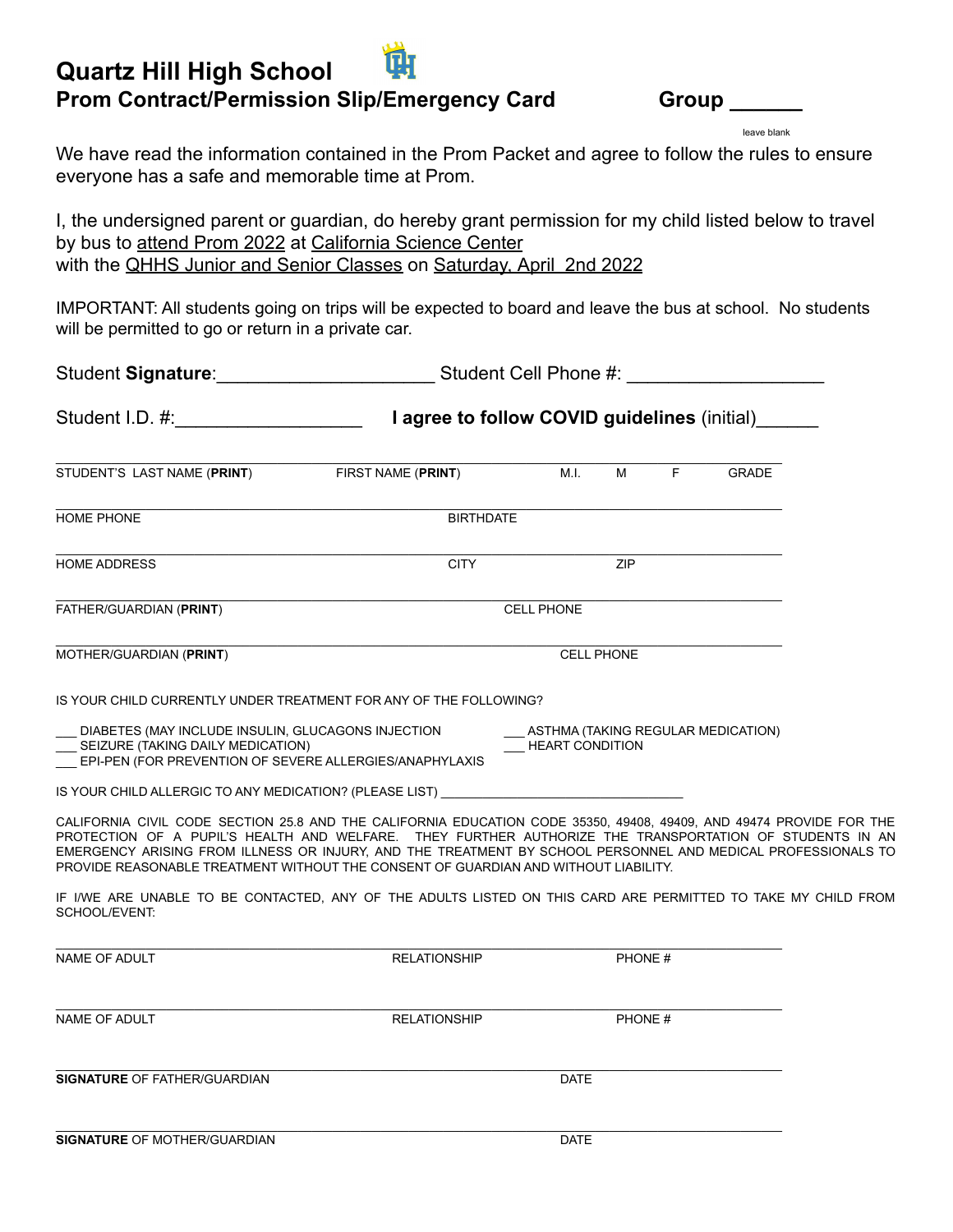# Quartz Hill High School

## Prom Contract/Permission Slip/Emergency Card

**Group ______**

leave blank

We have read the information contained in the Prom Packet and agree to follow the rules to ensure everyone has a safe and memorable time at Prom.

I, the undersigned parent or guardian, do hereby grant permission for my child listed below to travel by bus to attend Prom 2022 at California Science Center with the QHHS Junior and Senior Classes on Saturday, April 2nd 2022

IMPORTANT: All students going on trips will be expected to board and leave the bus at school. No students will be permitted to go or return in a private car.

Student **Signature**:____________________ Student Cell Phone #: __________________

Student I.D. #:_________________ **I agree to follow COVID guidelines** (initial)_____

STUDENT'S LAST NAME (**PRINT**) FIRST NAME (**PRINT**) M.I. M F GRADE

HOME PHONE BIRTHDATE

HOME ADDRESS CITY ZIP

FATHER/GUARDIAN (**PRINT**) CELL PHONE

MOTHER/GUARDIAN (**PRINT**) CELL PHONE

IS YOUR CHILD CURRENTLY UNDER TREATMENT FOR ANY OF THE FOLLOWING?

___ DIABETES (MAY INCLUDE INSULIN, GLUCAGONS INJECTION

___ SEIZURE (TAKING DAILY MEDICATION)

___ EPI-PEN (FOR PREVENTION OF SEVERE ALLERGIES/ANAPHYLAXIS

___ ASTHMA (TAKING REGULAR MEDICATION)

___ HEART CONDITION

IS YOUR CHILD ALLERGIC TO ANY MEDICATION? (PLEASE LIST) ________________________________

CALIFORNIA CIVIL CODE SECTION 25.8 AND THE CALIFORNIA EDUCATION CODE 35350, 49408, 49409, AND 49474 PROVIDE FOR THE PROTECTION OF A PUPIL'S HEALTH AND WELFARE. THEY FURTHER AUTHORIZE THE TRANSPORTATION OF STUDENTS IN AN EMERGENCY ARISING FROM ILLNESS OR INJURY, AND THE TREATMENT BY SCHOOL PERSONNEL AND MEDICAL PROFESSIONALS TO PROVIDE REASONABLE TREATMENT WITHOUT THE CONSENT OF GUARDIAN AND WITHOUT LIABILITY.

IF I/WE ARE UNABLE TO BE CONTACTED, ANY OF THE ADULTS LISTED ON THIS CARD ARE PERMITTED TO TAKE MY CHILD FROM SCHOOL/EVENT:

NAME OF ADULT RELATIONSHIP PHONE #

NAME OF ADULT RELATIONSHIP PHONE #

**SIGNATURE** OF FATHER/GUARDIAN DATE

**SIGNATURE** OF MOTHER/GUARDIAN DATE